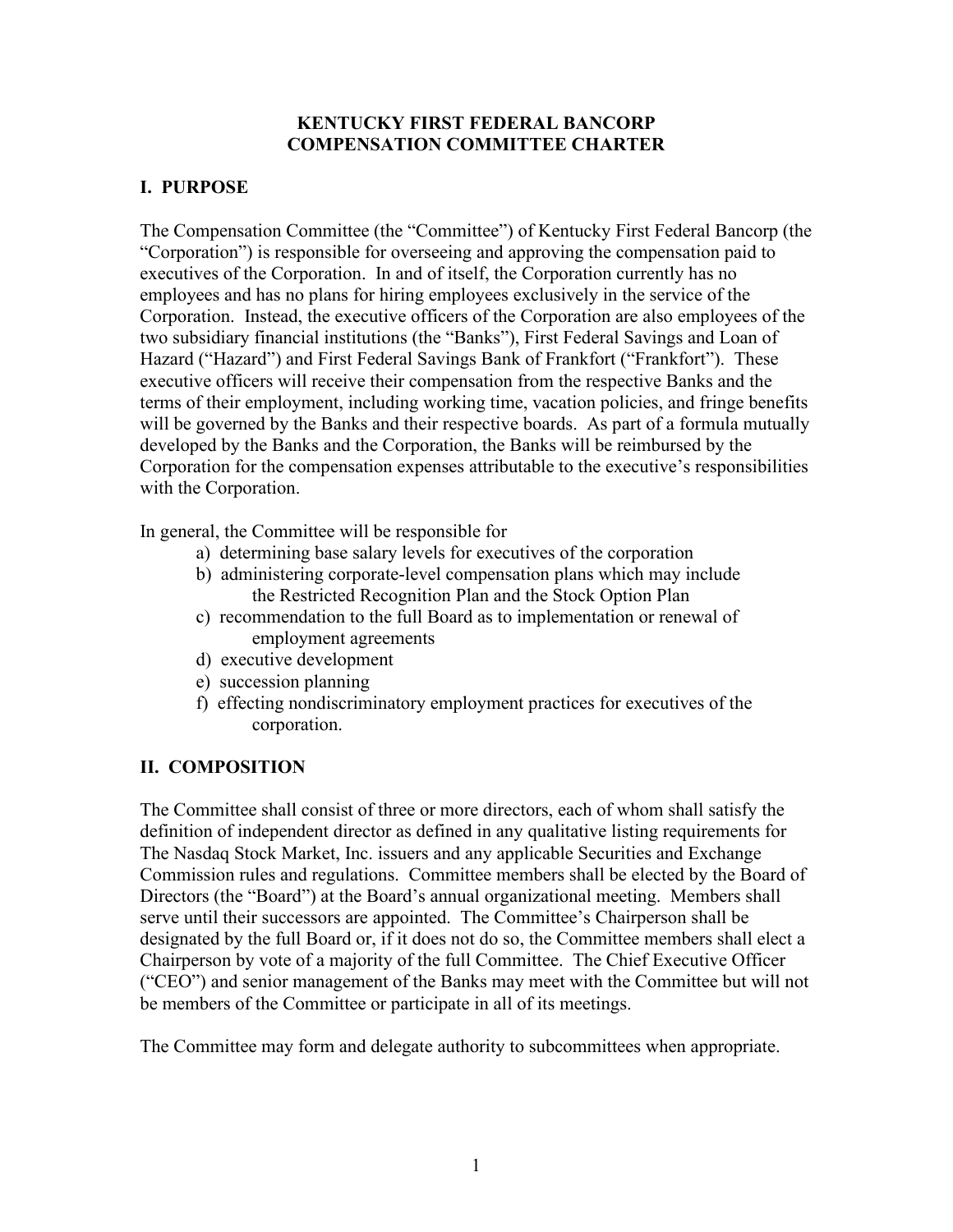# KENTUCKY FIRST FEDERAL BANCORP
# COMPENSATION COMMITTEE CHARTER

## I. PURPOSE

The Compensation Committee (the "Committee") of Kentucky First Federal Bancorp (the "Corporation") is responsible for overseeing and approving the compensation paid to executives of the Corporation. In and of itself, the Corporation currently has no employees and has no plans for hiring employees exclusively in the service of the Corporation. Instead, the executive officers of the Corporation are also employees of the two subsidiary financial institutions (the "Banks"), First Federal Savings and Loan of Hazard ("Hazard") and First Federal Savings Bank of Frankfort ("Frankfort"). These executive officers will receive their compensation from the respective Banks and the terms of their employment, including working time, vacation policies, and fringe benefits will be governed by the Banks and their respective boards. As part of a formula mutually developed by the Banks and the Corporation, the Banks will be reimbursed by the Corporation for the compensation expenses attributable to the executive's responsibilities with the Corporation.

In general, the Committee will be responsible for

- a) determining base salary levels for executives of the corporation
- b) administering corporate-level compensation plans which may include the Restricted Recognition Plan and the Stock Option Plan
- c) recommendation to the full Board as to implementation or renewal of employment agreements
- d) executive development
- e) succession planning
- f) effecting nondiscriminatory employment practices for executives of the corporation.

## II. COMPOSITION

The Committee shall consist of three or more directors, each of whom shall satisfy the definition of independent director as defined in any qualitative listing requirements for The Nasdaq Stock Market, Inc. issuers and any applicable Securities and Exchange Commission rules and regulations. Committee members shall be elected by the Board of Directors (the "Board") at the Board's annual organizational meeting. Members shall serve until their successors are appointed. The Committee's Chairperson shall be designated by the full Board or, if it does not do so, the Committee members shall elect a Chairperson by vote of a majority of the full Committee. The Chief Executive Officer ("CEO") and senior management of the Banks may meet with the Committee but will not be members of the Committee or participate in all of its meetings.

The Committee may form and delegate authority to subcommittees when appropriate.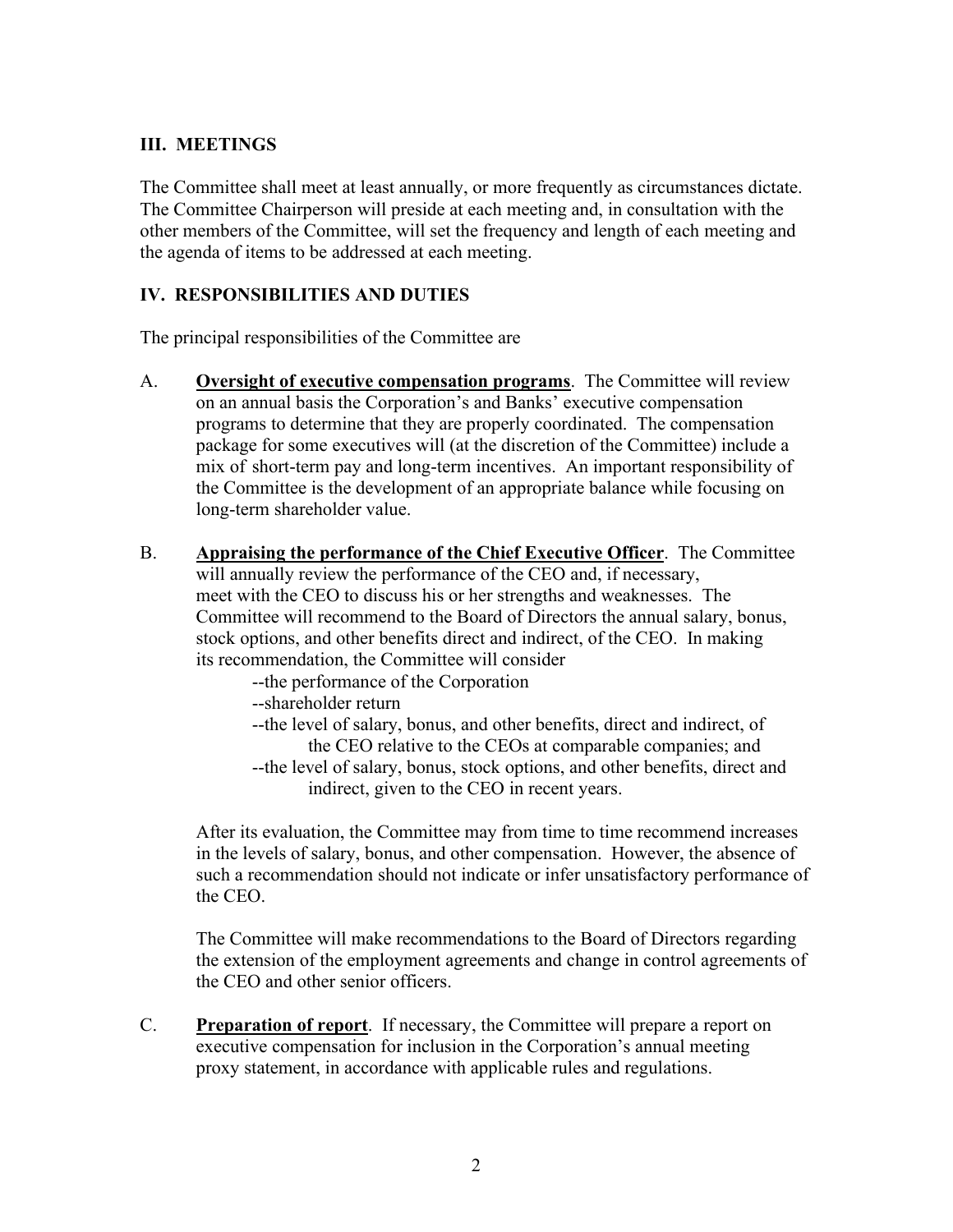## III. MEETINGS

The Committee shall meet at least annually, or more frequently as circumstances dictate. The Committee Chairperson will preside at each meeting and, in consultation with the other members of the Committee, will set the frequency and length of each meeting and the agenda of items to be addressed at each meeting.

## IV. RESPONSIBILITIES AND DUTIES

The principal responsibilities of the Committee are

A. **Oversight of executive compensation programs**. The Committee will review on an annual basis the Corporation's and Banks' executive compensation programs to determine that they are properly coordinated. The compensation package for some executives will (at the discretion of the Committee) include a mix of short-term pay and long-term incentives. An important responsibility of the Committee is the development of an appropriate balance while focusing on long-term shareholder value.

B. **Appraising the performance of the Chief Executive Officer**. The Committee will annually review the performance of the CEO and, if necessary, meet with the CEO to discuss his or her strengths and weaknesses. The Committee will recommend to the Board of Directors the annual salary, bonus, stock options, and other benefits direct and indirect, of the CEO. In making its recommendation, the Committee will consider

   --the performance of the Corporation
   --shareholder return
   --the level of salary, bonus, and other benefits, direct and indirect, of the CEO relative to the CEOs at comparable companies; and
   --the level of salary, bonus, stock options, and other benefits, direct and indirect, given to the CEO in recent years.

   After its evaluation, the Committee may from time to time recommend increases in the levels of salary, bonus, and other compensation. However, the absence of such a recommendation should not indicate or infer unsatisfactory performance of the CEO.

   The Committee will make recommendations to the Board of Directors regarding the extension of the employment agreements and change in control agreements of the CEO and other senior officers.

C. **Preparation of report**. If necessary, the Committee will prepare a report on executive compensation for inclusion in the Corporation's annual meeting proxy statement, in accordance with applicable rules and regulations.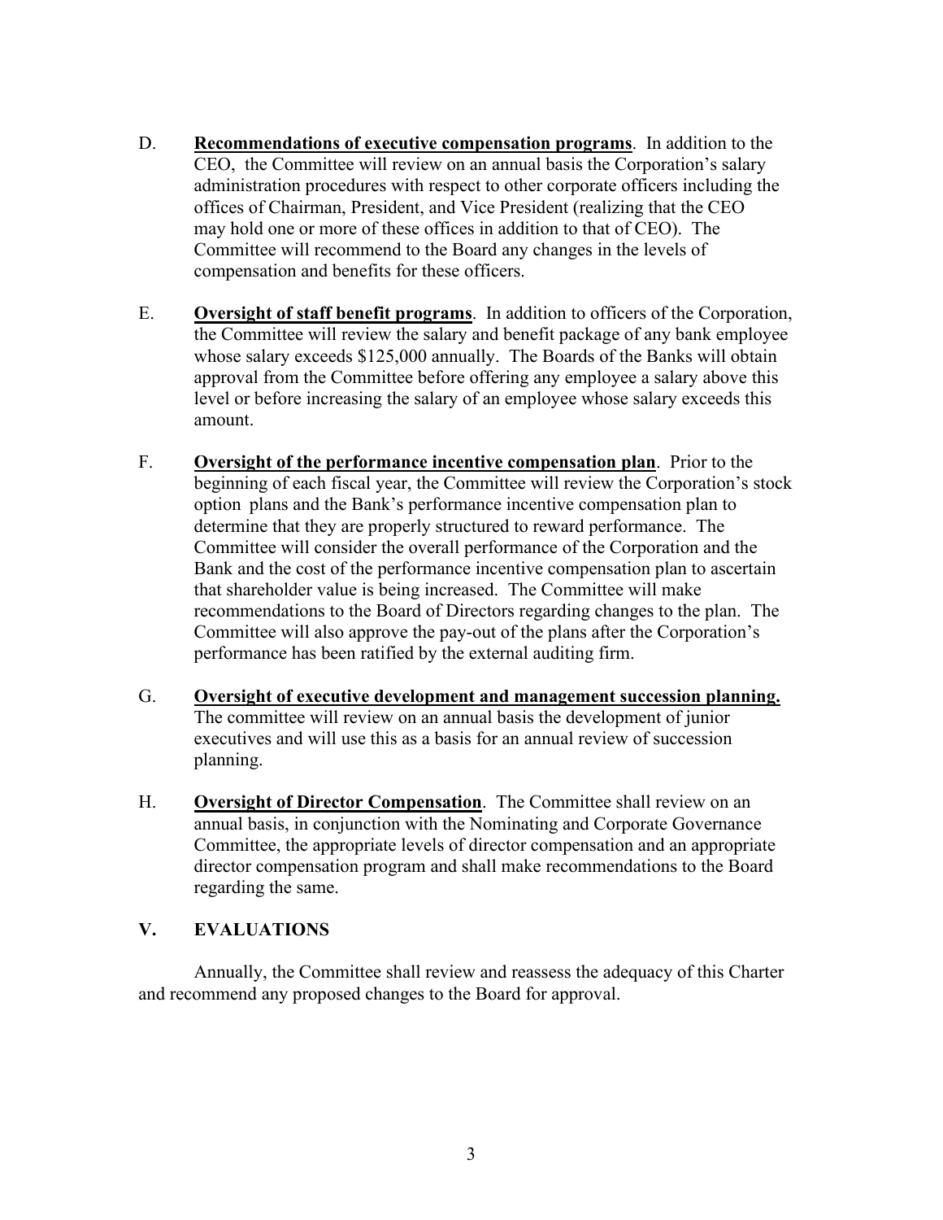D. **Recommendations of executive compensation programs**. In addition to the CEO, the Committee will review on an annual basis the Corporation's salary administration procedures with respect to other corporate officers including the offices of Chairman, President, and Vice President (realizing that the CEO may hold one or more of these offices in addition to that of CEO). The Committee will recommend to the Board any changes in the levels of compensation and benefits for these officers.

E. **Oversight of staff benefit programs**. In addition to officers of the Corporation, the Committee will review the salary and benefit package of any bank employee whose salary exceeds $125,000 annually. The Boards of the Banks will obtain approval from the Committee before offering any employee a salary above this level or before increasing the salary of an employee whose salary exceeds this amount.

F. **Oversight of the performance incentive compensation plan**. Prior to the beginning of each fiscal year, the Committee will review the Corporation's stock option plans and the Bank's performance incentive compensation plan to determine that they are properly structured to reward performance. The Committee will consider the overall performance of the Corporation and the Bank and the cost of the performance incentive compensation plan to ascertain that shareholder value is being increased. The Committee will make recommendations to the Board of Directors regarding changes to the plan. The Committee will also approve the pay-out of the plans after the Corporation's performance has been ratified by the external auditing firm.

G. **Oversight of executive development and management succession planning.** The committee will review on an annual basis the development of junior executives and will use this as a basis for an annual review of succession planning.

H. **Oversight of Director Compensation**. The Committee shall review on an annual basis, in conjunction with the Nominating and Corporate Governance Committee, the appropriate levels of director compensation and an appropriate director compensation program and shall make recommendations to the Board regarding the same.

## V. EVALUATIONS

Annually, the Committee shall review and reassess the adequacy of this Charter and recommend any proposed changes to the Board for approval.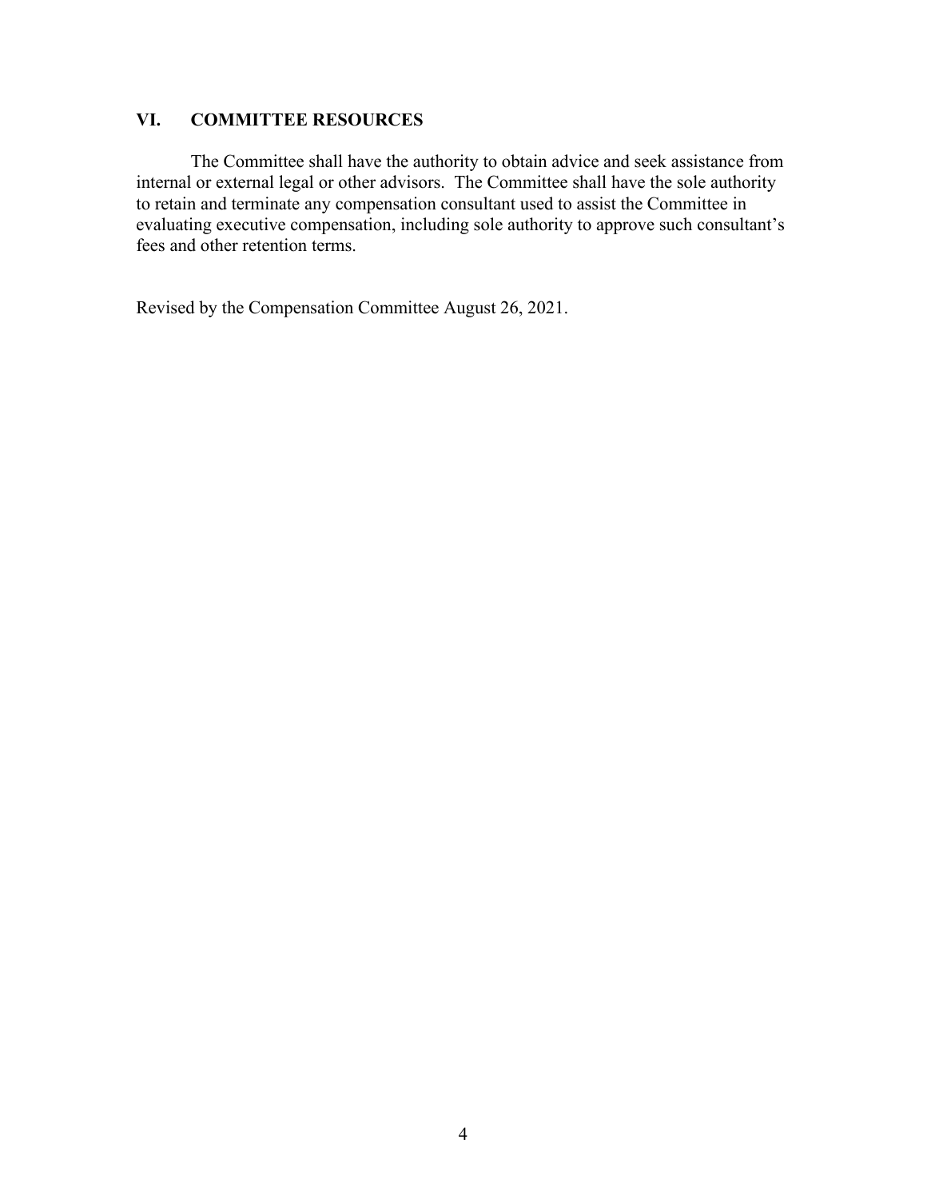## VI. COMMITTEE RESOURCES

The Committee shall have the authority to obtain advice and seek assistance from internal or external legal or other advisors. The Committee shall have the sole authority to retain and terminate any compensation consultant used to assist the Committee in evaluating executive compensation, including sole authority to approve such consultant's fees and other retention terms.

Revised by the Compensation Committee August 26, 2021.